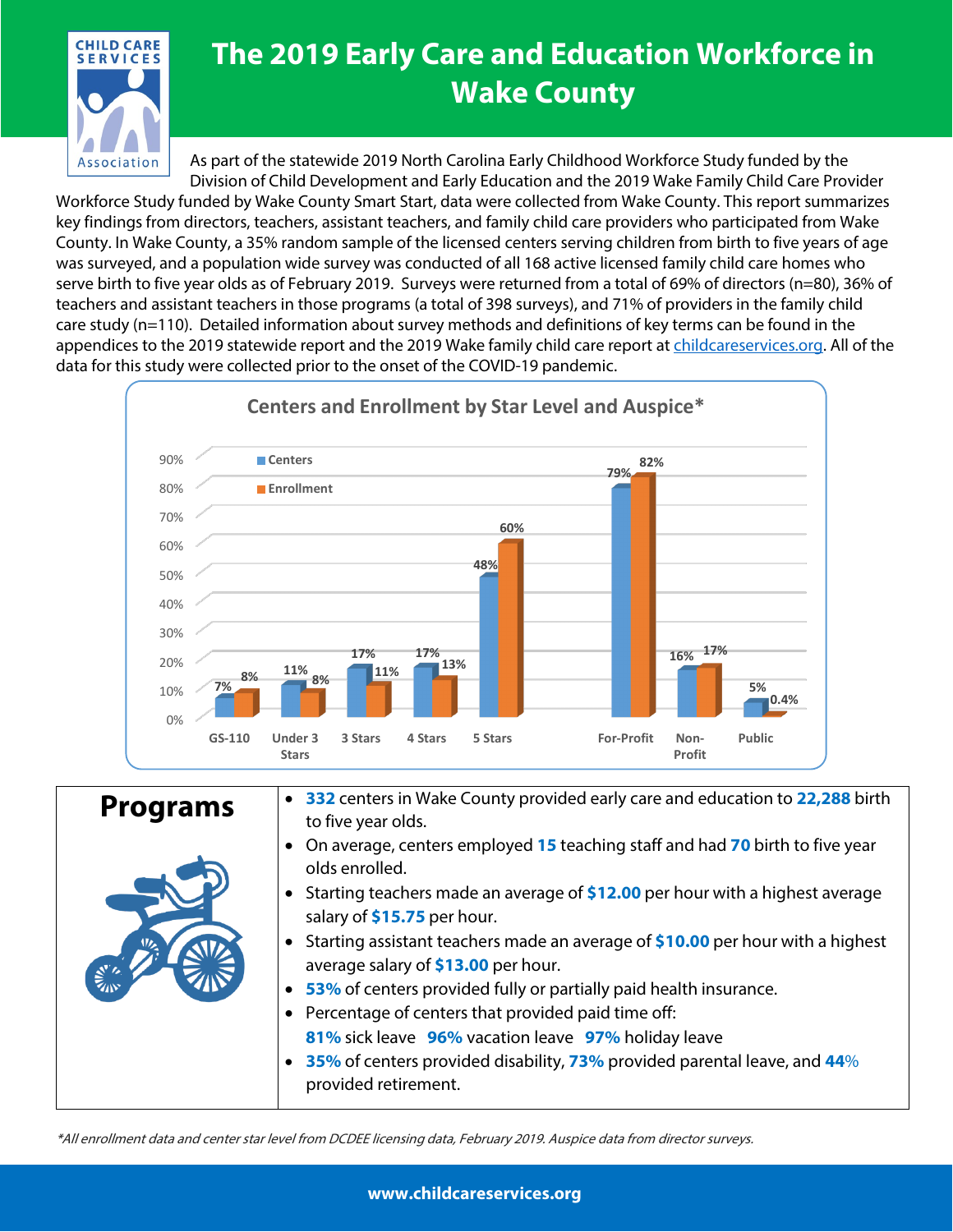# The 2019 Early Care and Education Workforce in Wake County

As part of the statewide 2019 North Carolina Early Childhood Workforce Study funded by the Division of Child Development and Early Education and the 2019 Wake Family Child Care Provider Workforce Study funded by Wake County Smart Start, data were collected from Wake County. This report summarizes key findings from directors, teachers, assistant teachers, and family child care providers who participated from Wake County. In Wake County, a 35% random sample of the licensed centers serving children from birth to five years of age was surveyed, and a population wide survey was conducted of all 168 active licensed family child care homes who serve birth to five year olds as of February 2019. Surveys were returned from a total of 69% of directors (n=80), 36% of teachers and assistant teachers in those programs (a total of 398 surveys), and 71% of providers in the family child care study (n=110). Detailed information about survey methods and definitions of key terms can be found in the appendices to the 2019 statewide report and the 2019 Wake family child care report at childcareservices.org. All of the data for this study were collected prior to the onset of the COVID-19 pandemic.

## Centers and Enrollment by Star Level and Auspice*

| | Centers | Enrollment |
|---|---|---|
| GS-110 | 7% | 8% |
| Under 3 Stars | 11% | 8% |
| 3 Stars | 17% | 11% |
| 4 Stars | 17% | 13% |
| 5 Stars | 48% | 60% |
| For-Profit | 79% | 82% |
| Non-Profit | 16% | 17% |
| Public | 5% | 0.4% |

## Programs

- **332** centers in Wake County provided early care and education to **22,288** birth to five year olds.
- On average, centers employed **15** teaching staff and had **70** birth to five year olds enrolled.
- Starting teachers made an average of **$12.00** per hour with a highest average salary of **$15.75** per hour.
- Starting assistant teachers made an average of **$10.00** per hour with a highest average salary of **$13.00** per hour.
- **53%** of centers provided fully or partially paid health insurance.
- Percentage of centers that provided paid time off:
  **81%** sick leave **96%** vacation leave **97%** holiday leave
- **35%** of centers provided disability, **73%** provided parental leave, and **44%** provided retirement.

*All enrollment data and center star level from DCDEE licensing data, February 2019. Auspice data from director surveys.*

www.childcareservices.org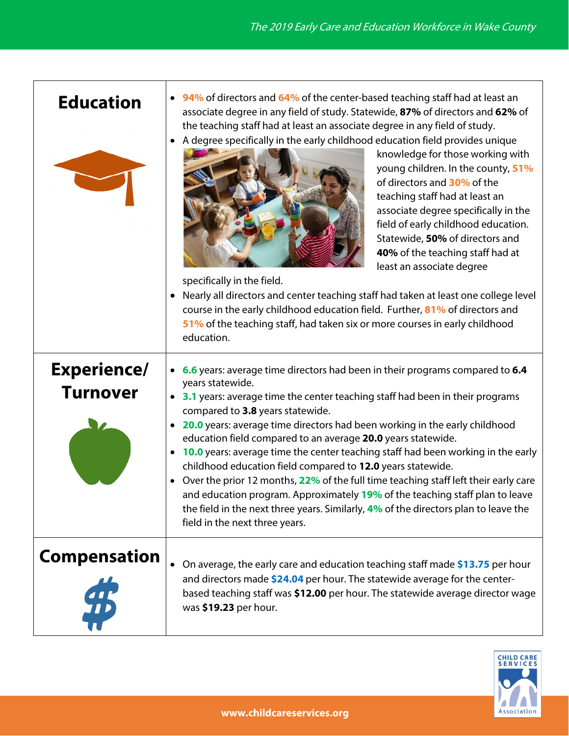## Education

- **94%** of directors and **64%** of the center-based teaching staff had at least an associate degree in any field of study. Statewide, **87%** of directors and **62%** of the teaching staff had at least an associate degree in any field of study.
- A degree specifically in the early childhood education field provides unique knowledge for those working with young children. In the county, **51%** of directors and **30%** of the teaching staff had at least an associate degree specifically in the field of early childhood education. Statewide, **50%** of directors and **40%** of the teaching staff had at least an associate degree specifically in the field.
- Nearly all directors and center teaching staff had taken at least one college level course in the early childhood education field. Further, **81%** of directors and **51%** of the teaching staff, had taken six or more courses in early childhood education.

## Experience/ Turnover

- **6.6** years: average time directors had been in their programs compared to **6.4** years statewide.
- **3.1** years: average time the center teaching staff had been in their programs compared to **3.8** years statewide.
- **20.0** years: average time directors had been working in the early childhood education field compared to an average **20.0** years statewide.
- **10.0** years: average time the center teaching staff had been working in the early childhood education field compared to **12.0** years statewide.
- Over the prior 12 months, **22%** of the full time teaching staff left their early care and education program. Approximately **19%** of the teaching staff plan to leave the field in the next three years. Similarly, **4%** of the directors plan to leave the field in the next three years.

## Compensation

- On average, the early care and education teaching staff made **$13.75** per hour and directors made **$24.04** per hour. The statewide average for the center-based teaching staff was **$12.00** per hour. The statewide average director wage was **$19.23** per hour.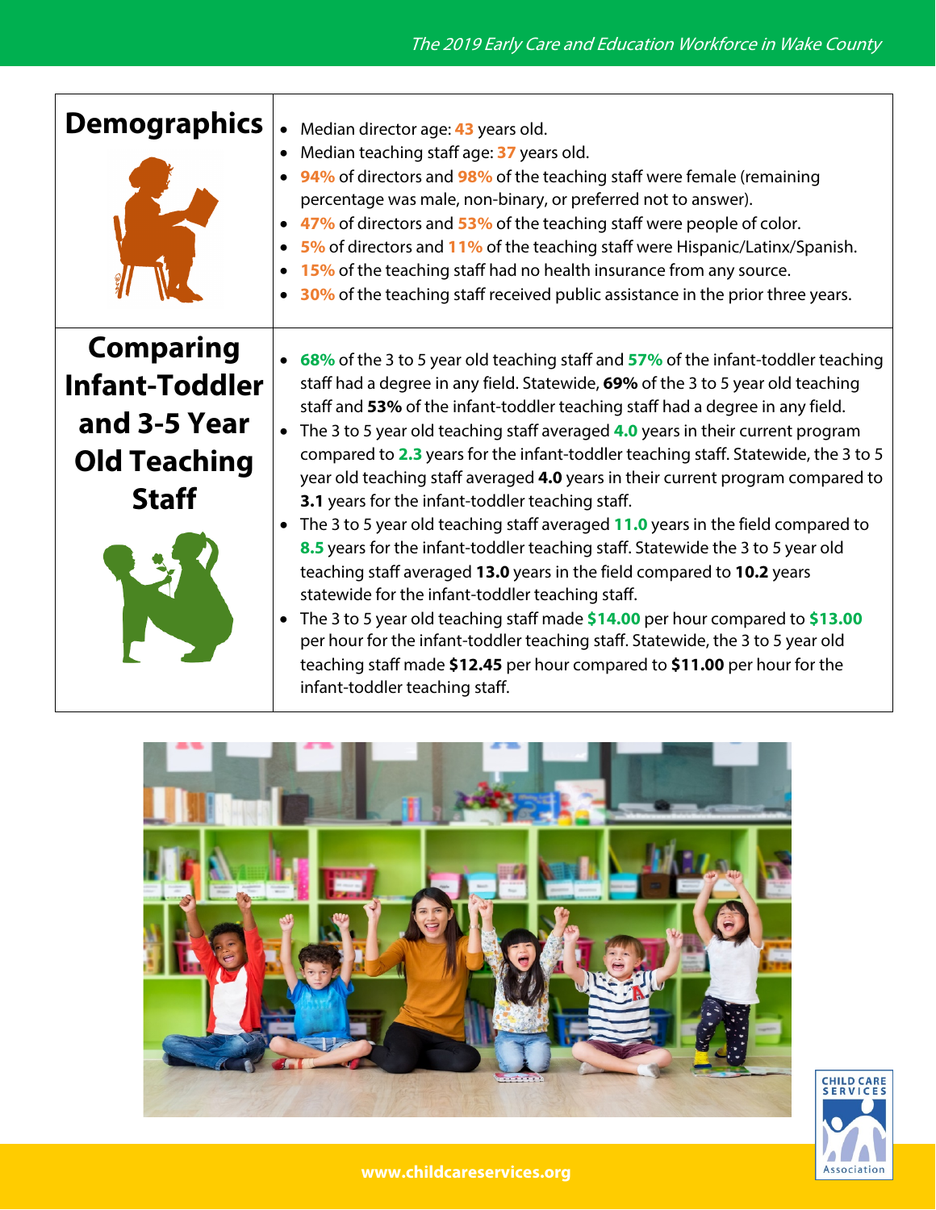| | |
|---|---|
| **Demographics** | • Median director age: 43 years old.<br>• Median teaching staff age: 37 years old.<br>• 94% of directors and 98% of the teaching staff were female (remaining percentage was male, non-binary, or preferred not to answer).<br>• 47% of directors and 53% of the teaching staff were people of color.<br>• 5% of directors and 11% of the teaching staff were Hispanic/Latinx/Spanish.<br>• 15% of the teaching staff had no health insurance from any source.<br>• 30% of the teaching staff received public assistance in the prior three years. |
| **Comparing Infant-Toddler and 3-5 Year Old Teaching Staff** | • 68% of the 3 to 5 year old teaching staff and 57% of the infant-toddler teaching staff had a degree in any field. Statewide, **69%** of the 3 to 5 year old teaching staff and **53%** of the infant-toddler teaching staff had a degree in any field.<br>• The 3 to 5 year old teaching staff averaged 4.0 years in their current program compared to 2.3 years for the infant-toddler teaching staff. Statewide, the 3 to 5 year old teaching staff averaged **4.0** years in their current program compared to **3.1** years for the infant-toddler teaching staff.<br>• The 3 to 5 year old teaching staff averaged 11.0 years in the field compared to 8.5 years for the infant-toddler teaching staff. Statewide the 3 to 5 year old teaching staff averaged **13.0** years in the field compared to **10.2** years statewide for the infant-toddler teaching staff.<br>• The 3 to 5 year old teaching staff made $14.00 per hour compared to $13.00 per hour for the infant-toddler teaching staff. Statewide, the 3 to 5 year old teaching staff made **$12.45** per hour compared to **$11.00** per hour for the infant-toddler teaching staff. |

www.childcareservices.org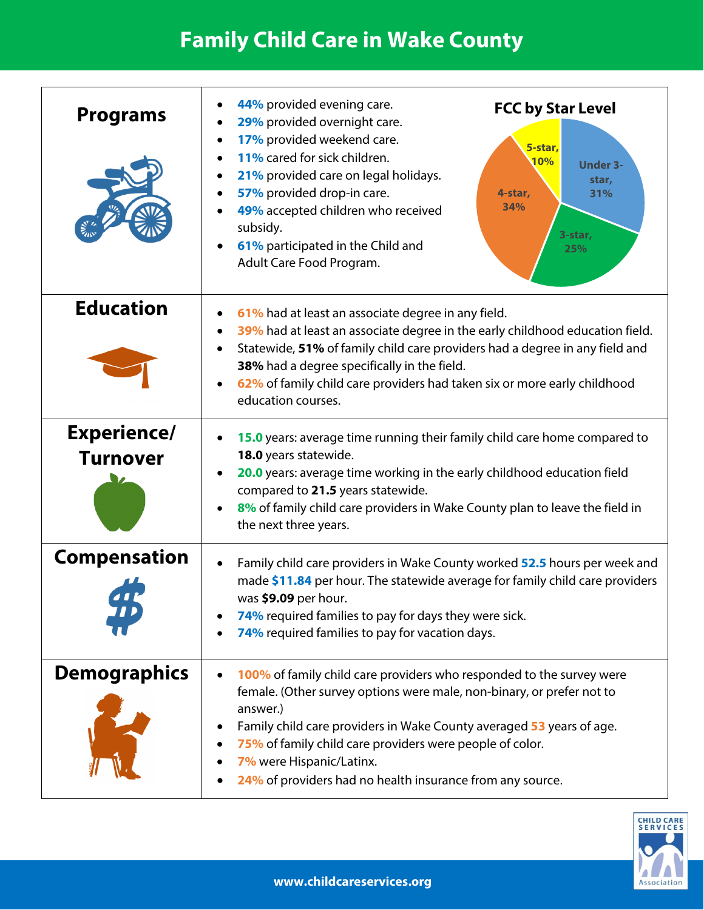# Family Child Care in Wake County

## Programs

- 44% provided evening care.
- 29% provided overnight care.
- 17% provided weekend care.
- 11% cared for sick children.
- 21% provided care on legal holidays.
- 57% provided drop-in care.
- 49% accepted children who received subsidy.
- 61% participated in the Child and Adult Care Food Program.

**FCC by Star Level**

5-star, 10%

Under 3-star, 31%

4-star, 34%

3-star, 25%

## Education

- 61% had at least an associate degree in any field.
- 39% had at least an associate degree in the early childhood education field.
- Statewide, **51%** of family child care providers had a degree in any field and **38%** had a degree specifically in the field.
- 62% of family child care providers had taken six or more early childhood education courses.

## Experience/ Turnover

- 15.0 years: average time running their family child care home compared to **18.0** years statewide.
- 20.0 years: average time working in the early childhood education field compared to **21.5** years statewide.
- 8% of family child care providers in Wake County plan to leave the field in the next three years.

## Compensation

- Family child care providers in Wake County worked 52.5 hours per week and made $11.84 per hour. The statewide average for family child care providers was **$9.09** per hour.
- 74% required families to pay for days they were sick.
- 74% required families to pay for vacation days.

## Demographics

- 100% of family child care providers who responded to the survey were female. (Other survey options were male, non-binary, or prefer not to answer.)
- Family child care providers in Wake County averaged 53 years of age.
- 75% of family child care providers were people of color.
- 7% were Hispanic/Latinx.
- 24% of providers had no health insurance from any source.

www.childcareservices.org